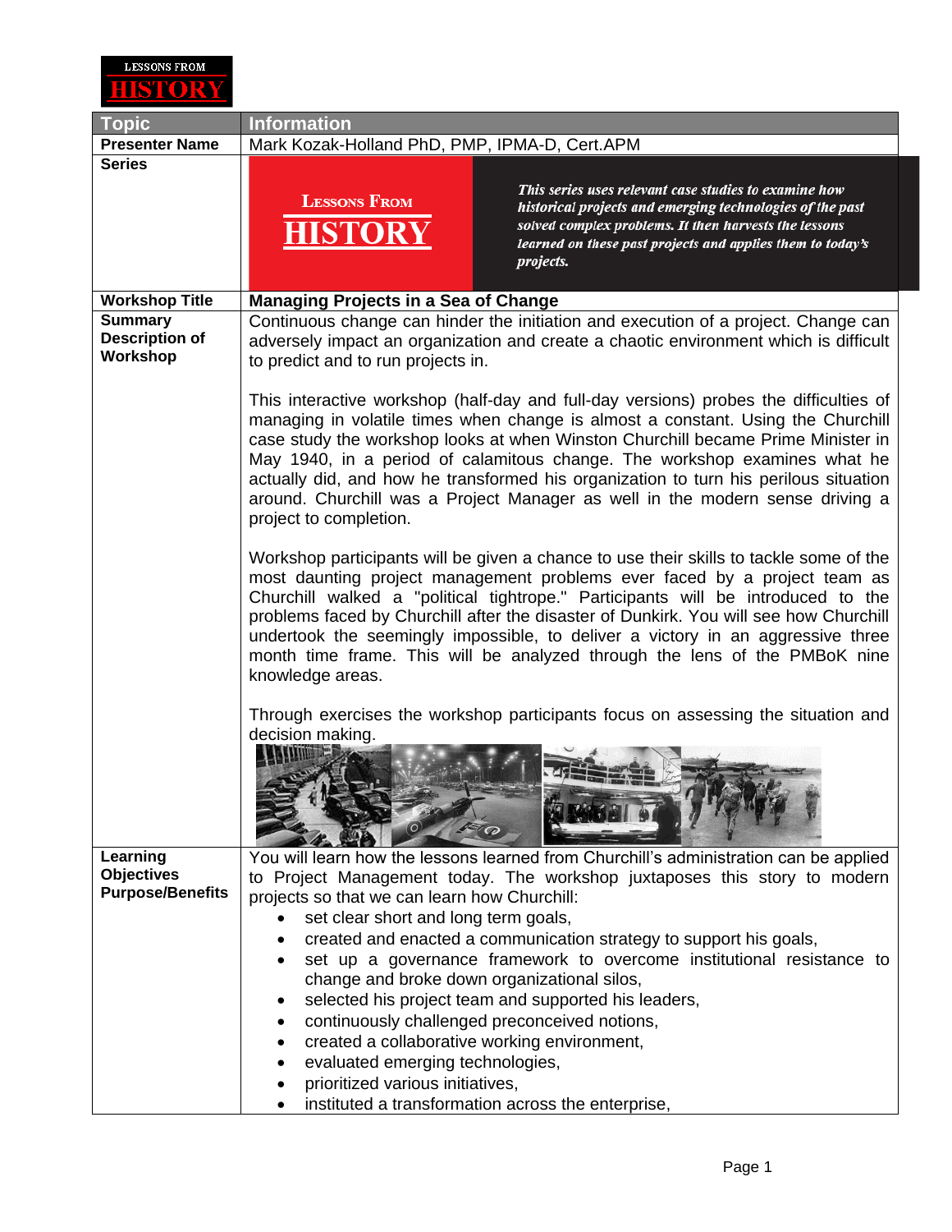LESSONS FROM HISTORY

| Topic | Information |
| --- | --- |
| **Presenter Name** | Mark Kozak-Holland PhD, PMP, IPMA-D, Cert.APM |
| **Series** | LESSONS FROM HISTORY — *This series uses relevant case studies to examine how historical projects and emerging technologies of the past solved complex problems. It then harvests the lessons learned on these past projects and applies them to today's projects.* |
| **Workshop Title** | **Managing Projects in a Sea of Change** |
| **Summary Description of Workshop** | Continuous change can hinder the initiation and execution of a project. Change can adversely impact an organization and create a chaotic environment which is difficult to predict and to run projects in.<br><br>This interactive workshop (half-day and full-day versions) probes the difficulties of managing in volatile times when change is almost a constant. Using the Churchill case study the workshop looks at when Winston Churchill became Prime Minister in May 1940, in a period of calamitous change. The workshop examines what he actually did, and how he transformed his organization to turn his perilous situation around. Churchill was a Project Manager as well in the modern sense driving a project to completion.<br><br>Workshop participants will be given a chance to use their skills to tackle some of the most daunting project management problems ever faced by a project team as Churchill walked a "political tightrope." Participants will be introduced to the problems faced by Churchill after the disaster of Dunkirk. You will see how Churchill undertook the seemingly impossible, to deliver a victory in an aggressive three month time frame. This will be analyzed through the lens of the PMBoK nine knowledge areas.<br><br>Through exercises the workshop participants focus on assessing the situation and decision making. |
| **Learning Objectives Purpose/Benefits** | You will learn how the lessons learned from Churchill's administration can be applied to Project Management today. The workshop juxtaposes this story to modern projects so that we can learn how Churchill:<br>• set clear short and long term goals,<br>• created and enacted a communication strategy to support his goals,<br>• set up a governance framework to overcome institutional resistance to change and broke down organizational silos,<br>• selected his project team and supported his leaders,<br>• continuously challenged preconceived notions,<br>• created a collaborative working environment,<br>• evaluated emerging technologies,<br>• prioritized various initiatives,<br>• instituted a transformation across the enterprise, |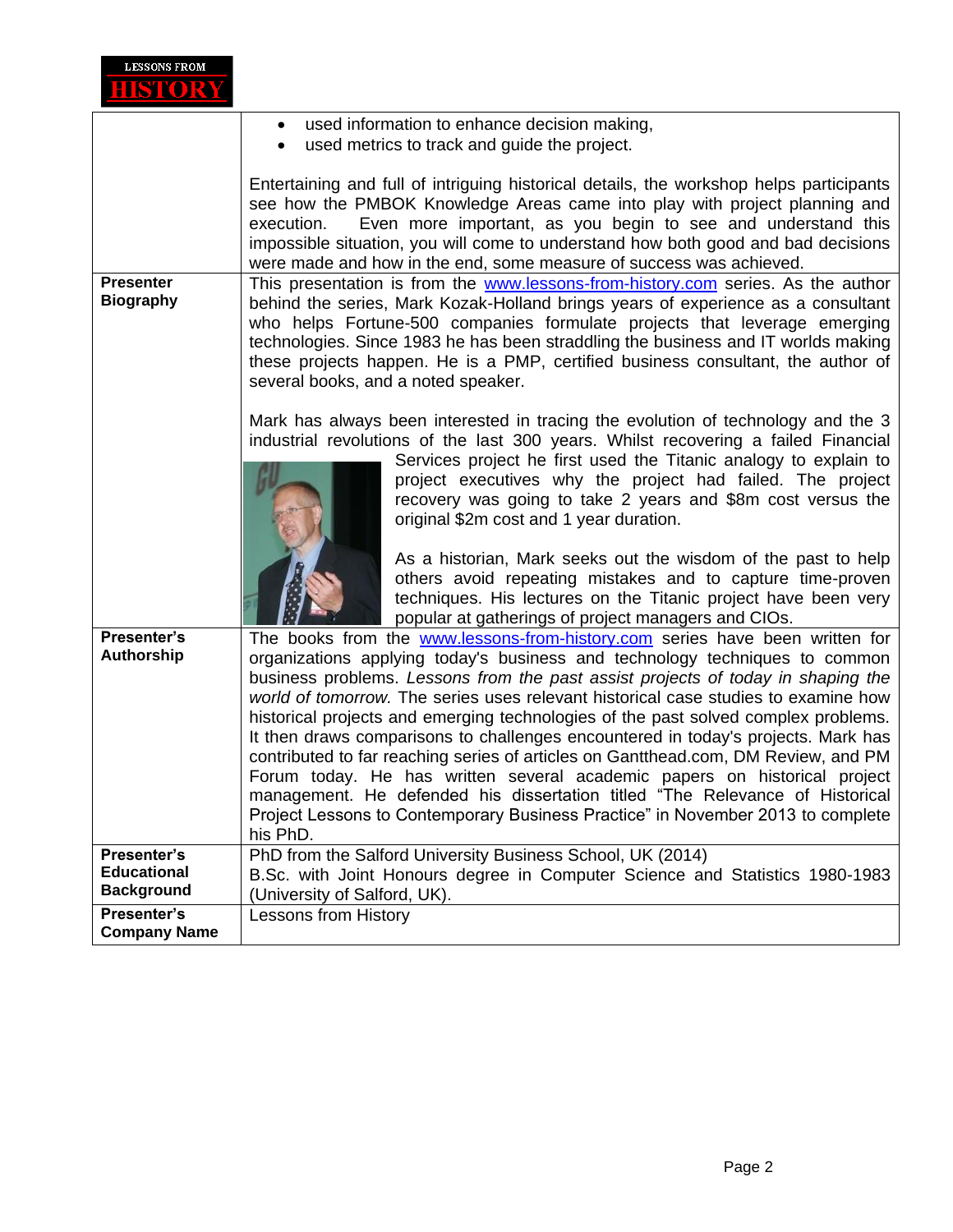| | |
|---|---|
| | • used information to enhance decision making,<br>• used metrics to track and guide the project.<br><br>Entertaining and full of intriguing historical details, the workshop helps participants see how the PMBOK Knowledge Areas came into play with project planning and execution. Even more important, as you begin to see and understand this impossible situation, you will come to understand how both good and bad decisions were made and how in the end, some measure of success was achieved. |
| **Presenter Biography** | This presentation is from the www.lessons-from-history.com series. As the author behind the series, Mark Kozak-Holland brings years of experience as a consultant who helps Fortune-500 companies formulate projects that leverage emerging technologies. Since 1983 he has been straddling the business and IT worlds making these projects happen. He is a PMP, certified business consultant, the author of several books, and a noted speaker.<br><br>Mark has always been interested in tracing the evolution of technology and the 3 industrial revolutions of the last 300 years. Whilst recovering a failed Financial Services project he first used the Titanic analogy to explain to project executives why the project had failed. The project recovery was going to take 2 years and $8m cost versus the original $2m cost and 1 year duration.<br><br>As a historian, Mark seeks out the wisdom of the past to help others avoid repeating mistakes and to capture time-proven techniques. His lectures on the Titanic project have been very popular at gatherings of project managers and CIOs. |
| **Presenter's Authorship** | The books from the www.lessons-from-history.com series have been written for organizations applying today's business and technology techniques to common business problems. *Lessons from the past assist projects of today in shaping the world of tomorrow.* The series uses relevant historical case studies to examine how historical projects and emerging technologies of the past solved complex problems. It then draws comparisons to challenges encountered in today's projects. Mark has contributed to far reaching series of articles on Gantthead.com, DM Review, and PM Forum today. He has written several academic papers on historical project management. He defended his dissertation titled "The Relevance of Historical Project Lessons to Contemporary Business Practice" in November 2013 to complete his PhD. |
| **Presenter's Educational Background** | PhD from the Salford University Business School, UK (2014)<br>B.Sc. with Joint Honours degree in Computer Science and Statistics 1980-1983 (University of Salford, UK). |
| **Presenter's Company Name** | Lessons from History |